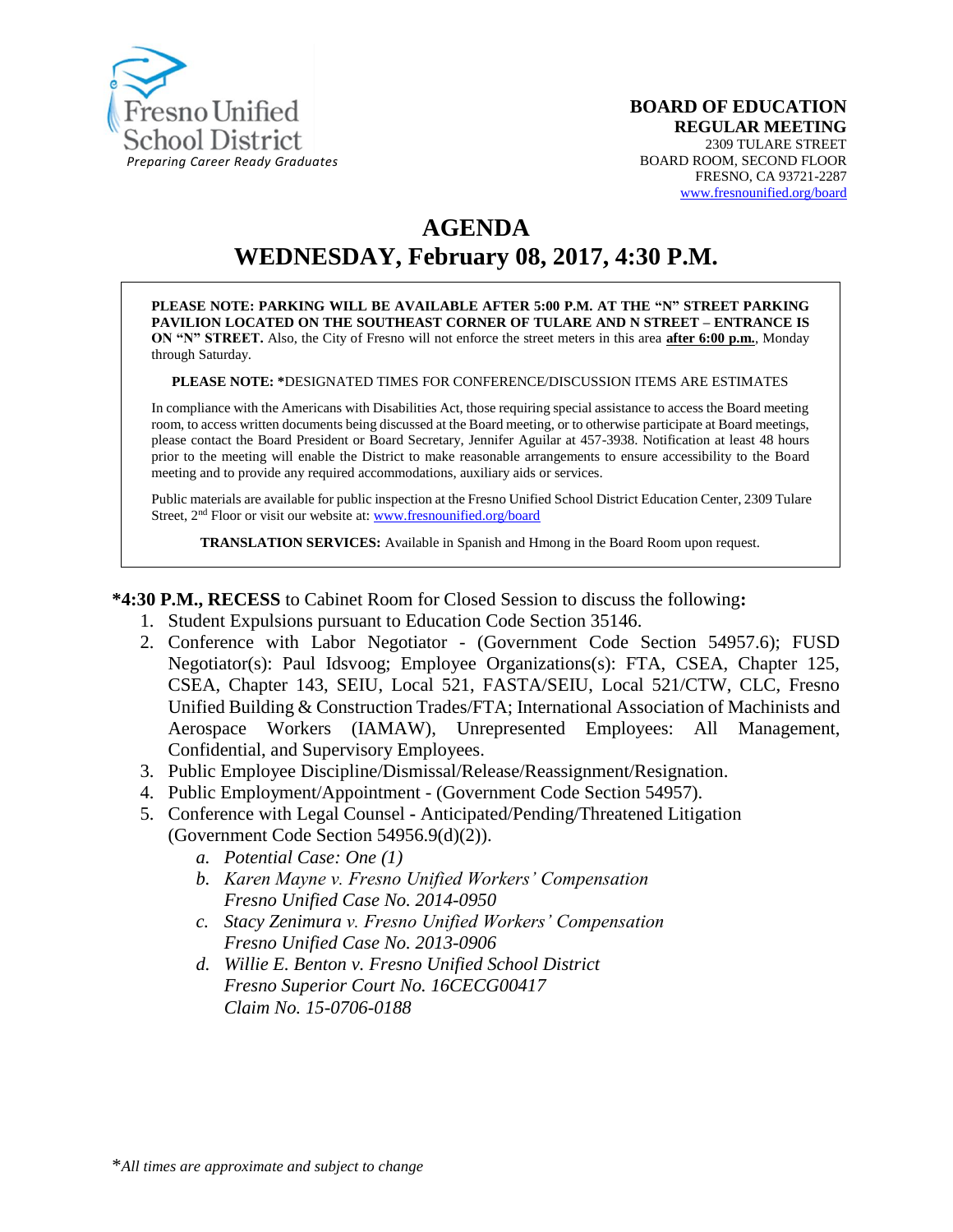Fresno Unified School District
*Preparing Career Ready Graduates*

**BOARD OF EDUCATION**
**REGULAR MEETING**
2309 TULARE STREET
BOARD ROOM, SECOND FLOOR
FRESNO, CA 93721-2287
www.fresnounified.org/board

# AGENDA
# WEDNESDAY, February 08, 2017, 4:30 P.M.

**PLEASE NOTE: PARKING WILL BE AVAILABLE AFTER 5:00 P.M. AT THE "N" STREET PARKING PAVILION LOCATED ON THE SOUTHEAST CORNER OF TULARE AND N STREET – ENTRANCE IS ON "N" STREET.** Also, the City of Fresno will not enforce the street meters in this area **after 6:00 p.m.**, Monday through Saturday.

**PLEASE NOTE: ***DESIGNATED TIMES FOR CONFERENCE/DISCUSSION ITEMS ARE ESTIMATES

In compliance with the Americans with Disabilities Act, those requiring special assistance to access the Board meeting room, to access written documents being discussed at the Board meeting, or to otherwise participate at Board meetings, please contact the Board President or Board Secretary, Jennifer Aguilar at 457-3938. Notification at least 48 hours prior to the meeting will enable the District to make reasonable arrangements to ensure accessibility to the Board meeting and to provide any required accommodations, auxiliary aids or services.

Public materials are available for public inspection at the Fresno Unified School District Education Center, 2309 Tulare Street, 2nd Floor or visit our website at: www.fresnounified.org/board

**TRANSLATION SERVICES:** Available in Spanish and Hmong in the Board Room upon request.

***4:30 P.M., RECESS** to Cabinet Room for Closed Session to discuss the following**:**

1. Student Expulsions pursuant to Education Code Section 35146.
2. Conference with Labor Negotiator - (Government Code Section 54957.6); FUSD Negotiator(s): Paul Idsvoog; Employee Organizations(s): FTA, CSEA, Chapter 125, CSEA, Chapter 143, SEIU, Local 521, FASTA/SEIU, Local 521/CTW, CLC, Fresno Unified Building & Construction Trades/FTA; International Association of Machinists and Aerospace Workers (IAMAW), Unrepresented Employees: All Management, Confidential, and Supervisory Employees.
3. Public Employee Discipline/Dismissal/Release/Reassignment/Resignation.
4. Public Employment/Appointment - (Government Code Section 54957).
5. Conference with Legal Counsel - Anticipated/Pending/Threatened Litigation (Government Code Section 54956.9(d)(2)).
   a. *Potential Case: One (1)*
   b. *Karen Mayne v. Fresno Unified Workers' Compensation*
      *Fresno Unified Case No. 2014-0950*
   c. *Stacy Zenimura v. Fresno Unified Workers' Compensation*
      *Fresno Unified Case No. 2013-0906*
   d. *Willie E. Benton v. Fresno Unified School District*
      *Fresno Superior Court No. 16CECG00417*
      *Claim No. 15-0706-0188*

**All times are approximate and subject to change*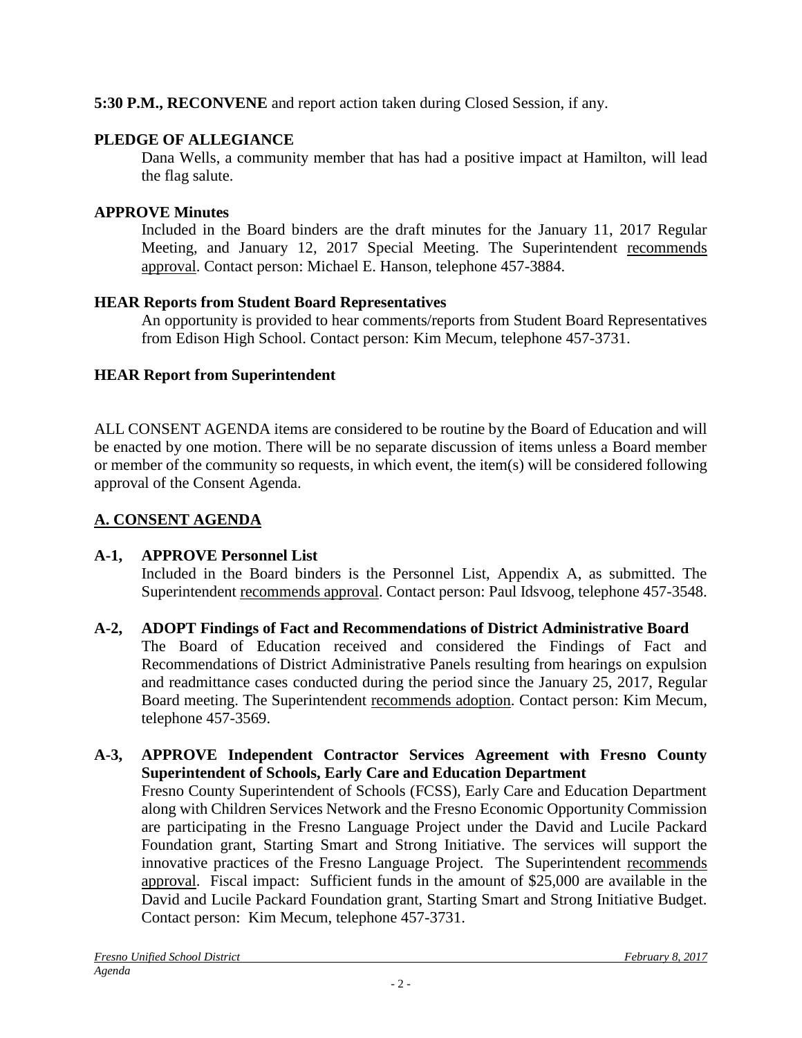**5:30 P.M., RECONVENE** and report action taken during Closed Session, if any.

**PLEDGE OF ALLEGIANCE**

Dana Wells, a community member that has had a positive impact at Hamilton, will lead the flag salute.

**APPROVE Minutes**

Included in the Board binders are the draft minutes for the January 11, 2017 Regular Meeting, and January 12, 2017 Special Meeting. The Superintendent recommends approval. Contact person: Michael E. Hanson, telephone 457-3884.

**HEAR Reports from Student Board Representatives**

An opportunity is provided to hear comments/reports from Student Board Representatives from Edison High School. Contact person: Kim Mecum, telephone 457-3731.

**HEAR Report from Superintendent**

ALL CONSENT AGENDA items are considered to be routine by the Board of Education and will be enacted by one motion. There will be no separate discussion of items unless a Board member or member of the community so requests, in which event, the item(s) will be considered following approval of the Consent Agenda.

## A. CONSENT AGENDA

**A-1, APPROVE Personnel List**

Included in the Board binders is the Personnel List, Appendix A, as submitted. The Superintendent recommends approval. Contact person: Paul Idsvoog, telephone 457-3548.

**A-2, ADOPT Findings of Fact and Recommendations of District Administrative Board**

The Board of Education received and considered the Findings of Fact and Recommendations of District Administrative Panels resulting from hearings on expulsion and readmittance cases conducted during the period since the January 25, 2017, Regular Board meeting. The Superintendent recommends adoption. Contact person: Kim Mecum, telephone 457-3569.

**A-3, APPROVE Independent Contractor Services Agreement with Fresno County Superintendent of Schools, Early Care and Education Department**

Fresno County Superintendent of Schools (FCSS), Early Care and Education Department along with Children Services Network and the Fresno Economic Opportunity Commission are participating in the Fresno Language Project under the David and Lucile Packard Foundation grant, Starting Smart and Strong Initiative. The services will support the innovative practices of the Fresno Language Project. The Superintendent recommends approval. Fiscal impact: Sufficient funds in the amount of $25,000 are available in the David and Lucile Packard Foundation grant, Starting Smart and Strong Initiative Budget. Contact person: Kim Mecum, telephone 457-3731.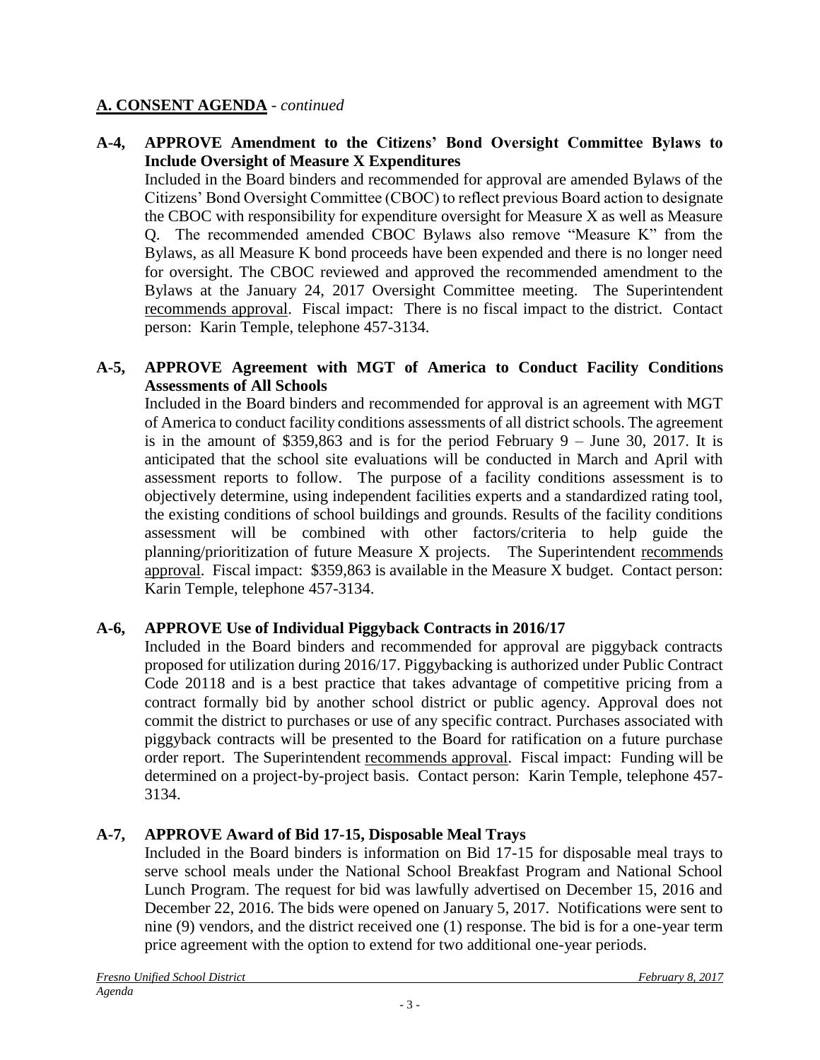## A. CONSENT AGENDA - *continued*

**A-4, APPROVE Amendment to the Citizens' Bond Oversight Committee Bylaws to Include Oversight of Measure X Expenditures**

Included in the Board binders and recommended for approval are amended Bylaws of the Citizens' Bond Oversight Committee (CBOC) to reflect previous Board action to designate the CBOC with responsibility for expenditure oversight for Measure X as well as Measure Q. The recommended amended CBOC Bylaws also remove "Measure K" from the Bylaws, as all Measure K bond proceeds have been expended and there is no longer need for oversight. The CBOC reviewed and approved the recommended amendment to the Bylaws at the January 24, 2017 Oversight Committee meeting. The Superintendent recommends approval. Fiscal impact: There is no fiscal impact to the district. Contact person: Karin Temple, telephone 457-3134.

**A-5, APPROVE Agreement with MGT of America to Conduct Facility Conditions Assessments of All Schools**

Included in the Board binders and recommended for approval is an agreement with MGT of America to conduct facility conditions assessments of all district schools. The agreement is in the amount of $359,863 and is for the period February 9 – June 30, 2017. It is anticipated that the school site evaluations will be conducted in March and April with assessment reports to follow. The purpose of a facility conditions assessment is to objectively determine, using independent facilities experts and a standardized rating tool, the existing conditions of school buildings and grounds. Results of the facility conditions assessment will be combined with other factors/criteria to help guide the planning/prioritization of future Measure X projects. The Superintendent recommends approval. Fiscal impact: $359,863 is available in the Measure X budget. Contact person: Karin Temple, telephone 457-3134.

**A-6, APPROVE Use of Individual Piggyback Contracts in 2016/17**

Included in the Board binders and recommended for approval are piggyback contracts proposed for utilization during 2016/17. Piggybacking is authorized under Public Contract Code 20118 and is a best practice that takes advantage of competitive pricing from a contract formally bid by another school district or public agency. Approval does not commit the district to purchases or use of any specific contract. Purchases associated with piggyback contracts will be presented to the Board for ratification on a future purchase order report. The Superintendent recommends approval. Fiscal impact: Funding will be determined on a project-by-project basis. Contact person: Karin Temple, telephone 457-3134.

**A-7, APPROVE Award of Bid 17-15, Disposable Meal Trays**

Included in the Board binders is information on Bid 17-15 for disposable meal trays to serve school meals under the National School Breakfast Program and National School Lunch Program. The request for bid was lawfully advertised on December 15, 2016 and December 22, 2016. The bids were opened on January 5, 2017. Notifications were sent to nine (9) vendors, and the district received one (1) response. The bid is for a one-year term price agreement with the option to extend for two additional one-year periods.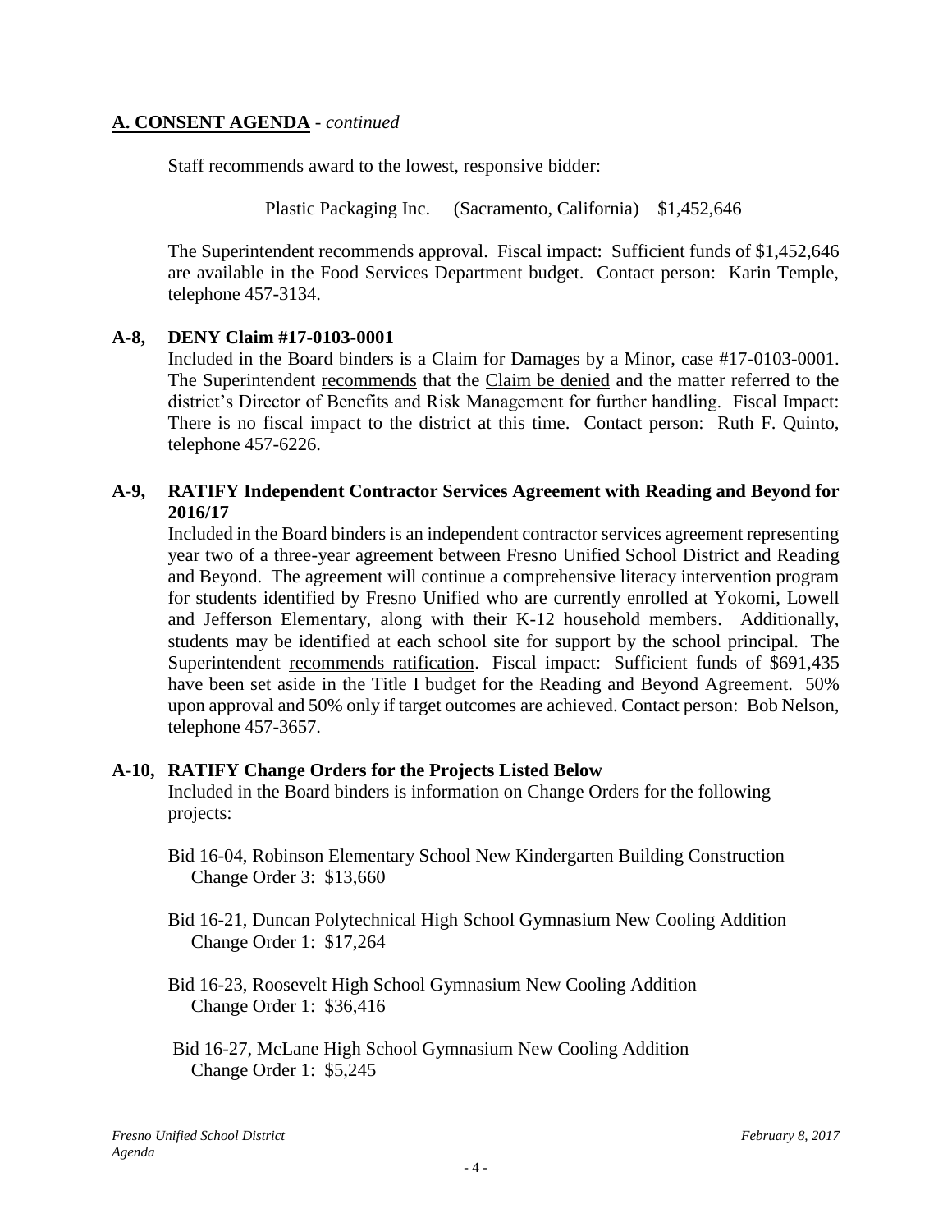## A. CONSENT AGENDA - *continued*

Staff recommends award to the lowest, responsive bidder:

Plastic Packaging Inc. (Sacramento, California) $1,452,646

The Superintendent recommends approval. Fiscal impact: Sufficient funds of $1,452,646 are available in the Food Services Department budget. Contact person: Karin Temple, telephone 457-3134.

**A-8, DENY Claim #17-0103-0001**

Included in the Board binders is a Claim for Damages by a Minor, case #17-0103-0001. The Superintendent recommends that the Claim be denied and the matter referred to the district's Director of Benefits and Risk Management for further handling. Fiscal Impact: There is no fiscal impact to the district at this time. Contact person: Ruth F. Quinto, telephone 457-6226.

**A-9, RATIFY Independent Contractor Services Agreement with Reading and Beyond for 2016/17**

Included in the Board binders is an independent contractor services agreement representing year two of a three-year agreement between Fresno Unified School District and Reading and Beyond. The agreement will continue a comprehensive literacy intervention program for students identified by Fresno Unified who are currently enrolled at Yokomi, Lowell and Jefferson Elementary, along with their K-12 household members. Additionally, students may be identified at each school site for support by the school principal. The Superintendent recommends ratification. Fiscal impact: Sufficient funds of $691,435 have been set aside in the Title I budget for the Reading and Beyond Agreement. 50% upon approval and 50% only if target outcomes are achieved. Contact person: Bob Nelson, telephone 457-3657.

**A-10, RATIFY Change Orders for the Projects Listed Below**

Included in the Board binders is information on Change Orders for the following projects:

Bid 16-04, Robinson Elementary School New Kindergarten Building Construction
Change Order 3: $13,660

Bid 16-21, Duncan Polytechnical High School Gymnasium New Cooling Addition
Change Order 1: $17,264

Bid 16-23, Roosevelt High School Gymnasium New Cooling Addition
Change Order 1: $36,416

Bid 16-27, McLane High School Gymnasium New Cooling Addition
Change Order 1: $5,245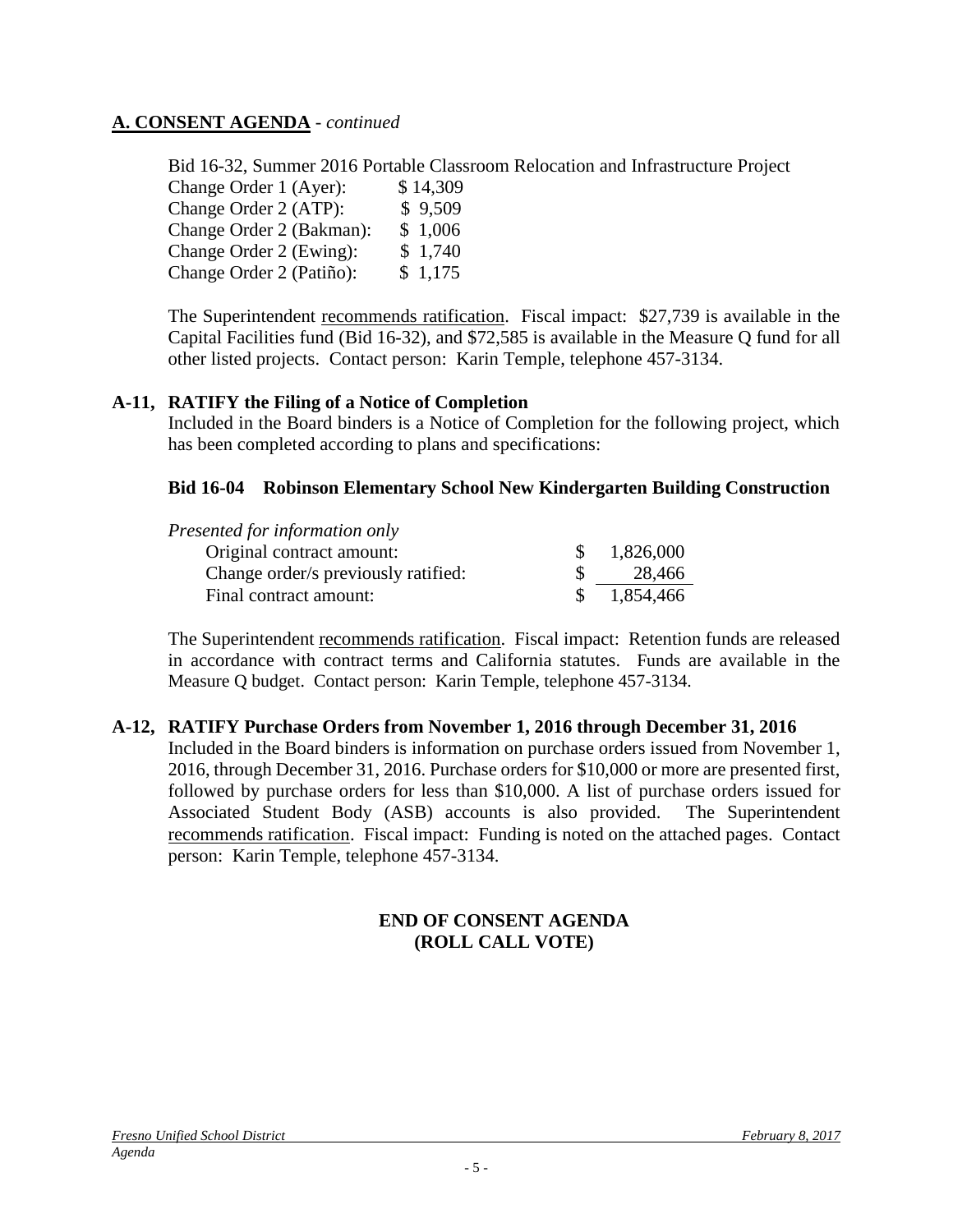## A. CONSENT AGENDA - *continued*

Bid 16-32, Summer 2016 Portable Classroom Relocation and Infrastructure Project

| | |
|---|---|
| Change Order 1 (Ayer): | $ 14,309 |
| Change Order 2 (ATP): | $ 9,509 |
| Change Order 2 (Bakman): | $ 1,006 |
| Change Order 2 (Ewing): | $ 1,740 |
| Change Order 2 (Patiño): | $ 1,175 |

The Superintendent recommends ratification. Fiscal impact: $27,739 is available in the Capital Facilities fund (Bid 16-32), and $72,585 is available in the Measure Q fund for all other listed projects. Contact person: Karin Temple, telephone 457-3134.

### A-11, RATIFY the Filing of a Notice of Completion

Included in the Board binders is a Notice of Completion for the following project, which has been completed according to plans and specifications:

**Bid 16-04 Robinson Elementary School New Kindergarten Building Construction**

*Presented for information only*

| | |
|---|---|
| Original contract amount: | $ 1,826,000 |
| Change order/s previously ratified: | $ 28,466 |
| Final contract amount: | $ 1,854,466 |

The Superintendent recommends ratification. Fiscal impact: Retention funds are released in accordance with contract terms and California statutes. Funds are available in the Measure Q budget. Contact person: Karin Temple, telephone 457-3134.

### A-12, RATIFY Purchase Orders from November 1, 2016 through December 31, 2016

Included in the Board binders is information on purchase orders issued from November 1, 2016, through December 31, 2016. Purchase orders for $10,000 or more are presented first, followed by purchase orders for less than $10,000. A list of purchase orders issued for Associated Student Body (ASB) accounts is also provided. The Superintendent recommends ratification. Fiscal impact: Funding is noted on the attached pages. Contact person: Karin Temple, telephone 457-3134.

**END OF CONSENT AGENDA**
**(ROLL CALL VOTE)**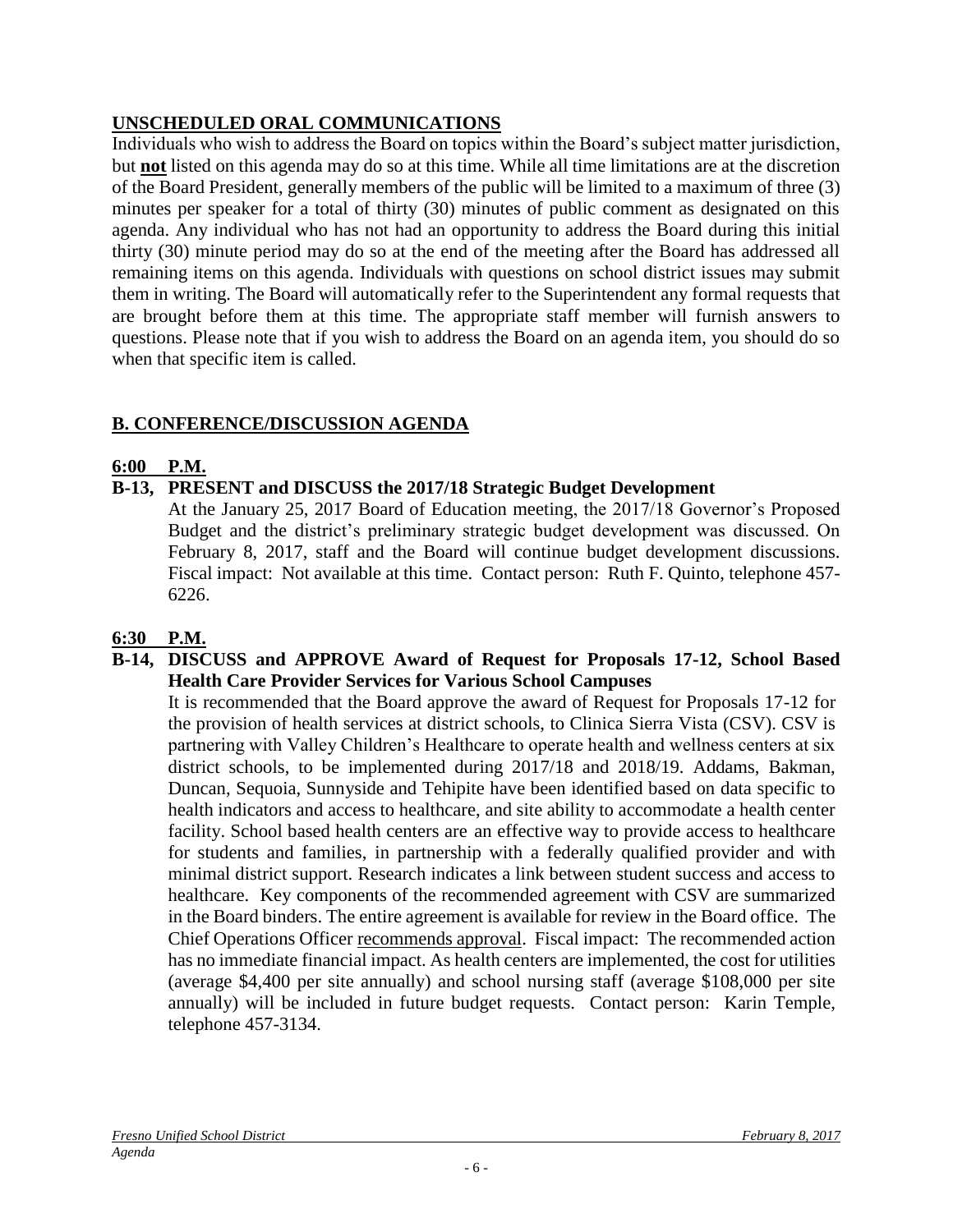## UNSCHEDULED ORAL COMMUNICATIONS

Individuals who wish to address the Board on topics within the Board's subject matter jurisdiction, but **not** listed on this agenda may do so at this time. While all time limitations are at the discretion of the Board President, generally members of the public will be limited to a maximum of three (3) minutes per speaker for a total of thirty (30) minutes of public comment as designated on this agenda. Any individual who has not had an opportunity to address the Board during this initial thirty (30) minute period may do so at the end of the meeting after the Board has addressed all remaining items on this agenda. Individuals with questions on school district issues may submit them in writing. The Board will automatically refer to the Superintendent any formal requests that are brought before them at this time. The appropriate staff member will furnish answers to questions. Please note that if you wish to address the Board on an agenda item, you should do so when that specific item is called.

## B. CONFERENCE/DISCUSSION AGENDA

### 6:00 P.M.

**B-13, PRESENT and DISCUSS the 2017/18 Strategic Budget Development**

At the January 25, 2017 Board of Education meeting, the 2017/18 Governor's Proposed Budget and the district's preliminary strategic budget development was discussed. On February 8, 2017, staff and the Board will continue budget development discussions. Fiscal impact: Not available at this time. Contact person: Ruth F. Quinto, telephone 457-6226.

### 6:30 P.M.

**B-14, DISCUSS and APPROVE Award of Request for Proposals 17-12, School Based Health Care Provider Services for Various School Campuses**

It is recommended that the Board approve the award of Request for Proposals 17-12 for the provision of health services at district schools, to Clinica Sierra Vista (CSV). CSV is partnering with Valley Children's Healthcare to operate health and wellness centers at six district schools, to be implemented during 2017/18 and 2018/19. Addams, Bakman, Duncan, Sequoia, Sunnyside and Tehipite have been identified based on data specific to health indicators and access to healthcare, and site ability to accommodate a health center facility. School based health centers are an effective way to provide access to healthcare for students and families, in partnership with a federally qualified provider and with minimal district support. Research indicates a link between student success and access to healthcare. Key components of the recommended agreement with CSV are summarized in the Board binders. The entire agreement is available for review in the Board office. The Chief Operations Officer recommends approval. Fiscal impact: The recommended action has no immediate financial impact. As health centers are implemented, the cost for utilities (average $4,400 per site annually) and school nursing staff (average $108,000 per site annually) will be included in future budget requests. Contact person: Karin Temple, telephone 457-3134.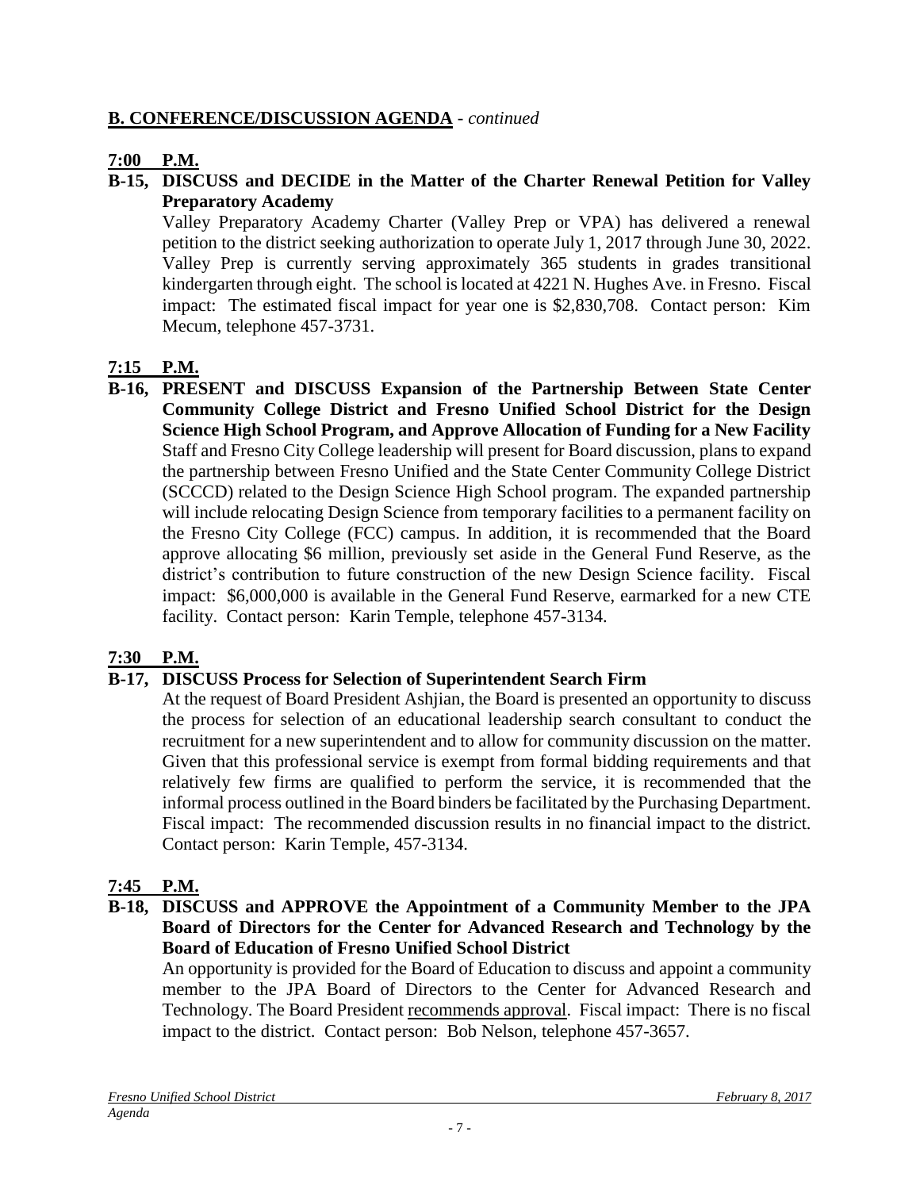## B. CONFERENCE/DISCUSSION AGENDA - *continued*

**7:00 P.M.**

**B-15, DISCUSS and DECIDE in the Matter of the Charter Renewal Petition for Valley Preparatory Academy**

Valley Preparatory Academy Charter (Valley Prep or VPA) has delivered a renewal petition to the district seeking authorization to operate July 1, 2017 through June 30, 2022. Valley Prep is currently serving approximately 365 students in grades transitional kindergarten through eight. The school is located at 4221 N. Hughes Ave. in Fresno. Fiscal impact: The estimated fiscal impact for year one is $2,830,708. Contact person: Kim Mecum, telephone 457-3731.

**7:15 P.M.**

**B-16, PRESENT and DISCUSS Expansion of the Partnership Between State Center Community College District and Fresno Unified School District for the Design Science High School Program, and Approve Allocation of Funding for a New Facility**

Staff and Fresno City College leadership will present for Board discussion, plans to expand the partnership between Fresno Unified and the State Center Community College District (SCCCD) related to the Design Science High School program. The expanded partnership will include relocating Design Science from temporary facilities to a permanent facility on the Fresno City College (FCC) campus. In addition, it is recommended that the Board approve allocating $6 million, previously set aside in the General Fund Reserve, as the district's contribution to future construction of the new Design Science facility. Fiscal impact: $6,000,000 is available in the General Fund Reserve, earmarked for a new CTE facility. Contact person: Karin Temple, telephone 457-3134.

**7:30 P.M.**

**B-17, DISCUSS Process for Selection of Superintendent Search Firm**

At the request of Board President Ashjian, the Board is presented an opportunity to discuss the process for selection of an educational leadership search consultant to conduct the recruitment for a new superintendent and to allow for community discussion on the matter. Given that this professional service is exempt from formal bidding requirements and that relatively few firms are qualified to perform the service, it is recommended that the informal process outlined in the Board binders be facilitated by the Purchasing Department. Fiscal impact: The recommended discussion results in no financial impact to the district. Contact person: Karin Temple, 457-3134.

**7:45 P.M.**

**B-18, DISCUSS and APPROVE the Appointment of a Community Member to the JPA Board of Directors for the Center for Advanced Research and Technology by the Board of Education of Fresno Unified School District**

An opportunity is provided for the Board of Education to discuss and appoint a community member to the JPA Board of Directors to the Center for Advanced Research and Technology. The Board President recommends approval. Fiscal impact: There is no fiscal impact to the district. Contact person: Bob Nelson, telephone 457-3657.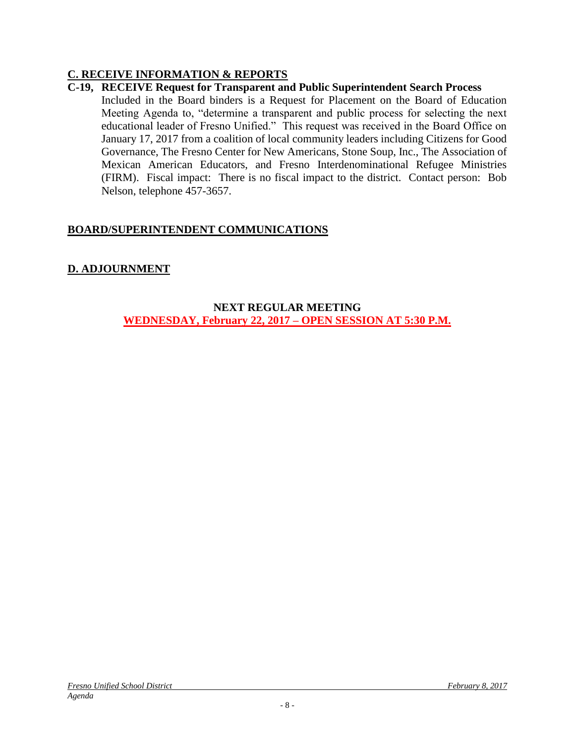## C. RECEIVE INFORMATION & REPORTS

**C-19, RECEIVE Request for Transparent and Public Superintendent Search Process**

Included in the Board binders is a Request for Placement on the Board of Education Meeting Agenda to, "determine a transparent and public process for selecting the next educational leader of Fresno Unified." This request was received in the Board Office on January 17, 2017 from a coalition of local community leaders including Citizens for Good Governance, The Fresno Center for New Americans, Stone Soup, Inc., The Association of Mexican American Educators, and Fresno Interdenominational Refugee Ministries (FIRM). Fiscal impact: There is no fiscal impact to the district. Contact person: Bob Nelson, telephone 457-3657.

## BOARD/SUPERINTENDENT COMMUNICATIONS

## D. ADJOURNMENT

**NEXT REGULAR MEETING**

**WEDNESDAY, February 22, 2017 – OPEN SESSION AT 5:30 P.M.**